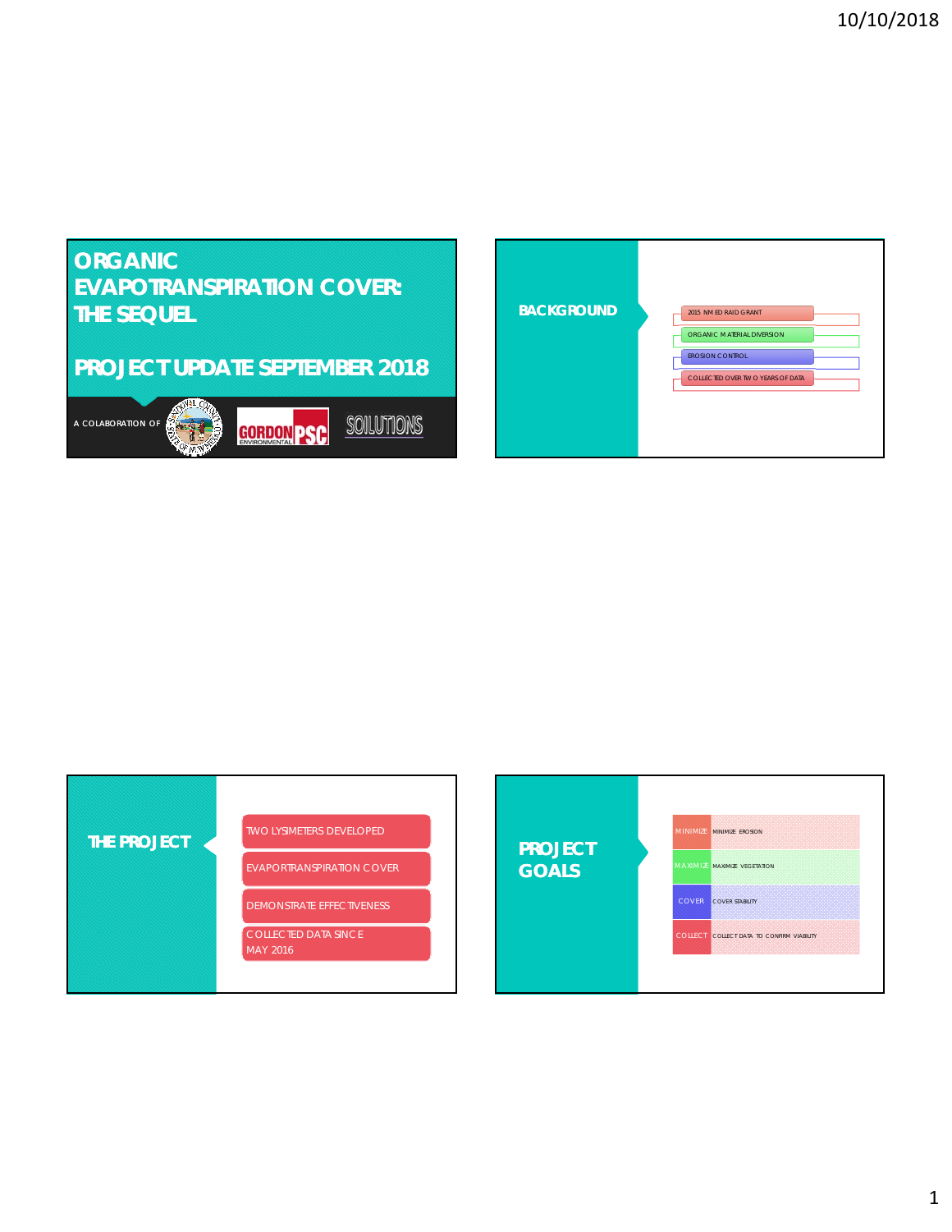# ORGANIC EVAPOTRANSPIRATION COVER: THE SEQUEL

## PROJECT UPDATE SEPTEMBER 2018

A COLABORATION OF GORDON ENVIRONMENTAL PSC SOILUTIONS

## BACKGROUND

- 2015 NMED RAID GRANT
- ORGANIC MATERIAL DIVERSION
- EROSION CONTROL
- COLLECTED OVER TWO YEARS OF DATA

## THE PROJECT

- TWO LYSIMETERS DEVELOPED
- EVAPORTRANSPIRATION COVER
- DEMONSTRATE EFFECTIVENESS
- COLLECTED DATA SINCE MAY 2016

## PROJECT GOALS

| | |
|---|---|
| MINIMIZE | MINIMIZE EROSION |
| MAXIMIZE | MAXIMIZE VEGETATION |
| COVER | COVER STABILITY |
| COLLECT | COLLECT DATA TO CONFIRM VIABILITY |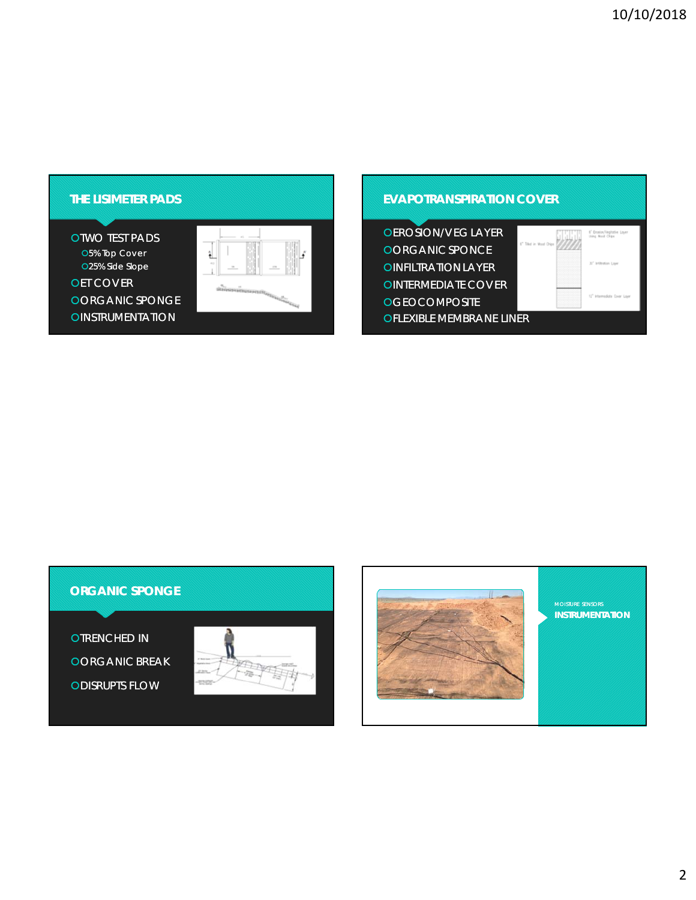## THE LISIMETER PADS

- TWO TEST PADS
  - 5% Top Cover
  - 25% Side Slope
- ET COVER
- ORGANIC SPONGE
- INSTRUMENTATION

## EVAPOTRANSPIRATION COVER

- EROSION/VEG LAYER
- ORGANIC SPONCE
- INFILTRATION LAYER
- INTERMEDIATE COVER
- GEOCOMPOSITE
- FLEXIBLE MEMBRANE LINER

## ORGANIC SPONGE

- TRENCHED IN
- ORGANIC BREAK
- DISRUPTS FLOW

MOISTURE SENSORS

## INSTRUMENTATION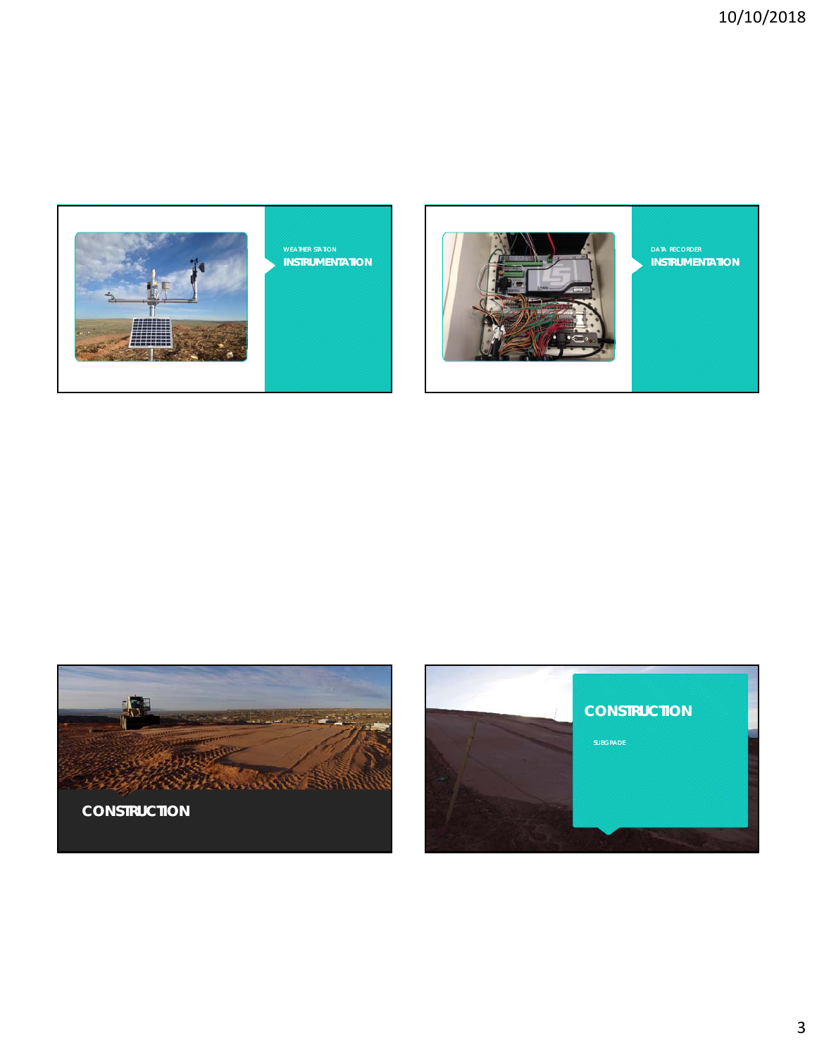WEATHER STATION

**INSTRUMENTATION**

DATA RECORDER

**INSTRUMENTATION**

**CONSTRUCTION**

**CONSTRUCTION**

SUBGRADE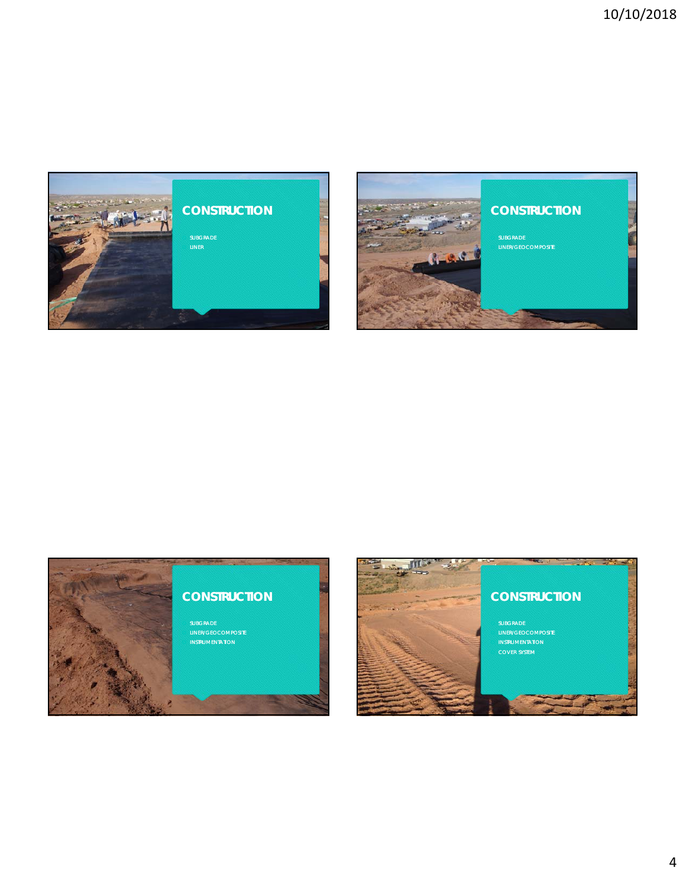## CONSTRUCTION

- SUBGRADE
- LINER

## CONSTRUCTION

- SUBGRADE
- LINER/GEOCOMPOSITE

## CONSTRUCTION

- SUBGRADE
- LINER/GEOCOMPOSITE
- INSTRUMENTATION

## CONSTRUCTION

- SUBGRADE
- LINER/GEOCOMPOSITE
- INSTRUMENTATION
- COVER SYSTEM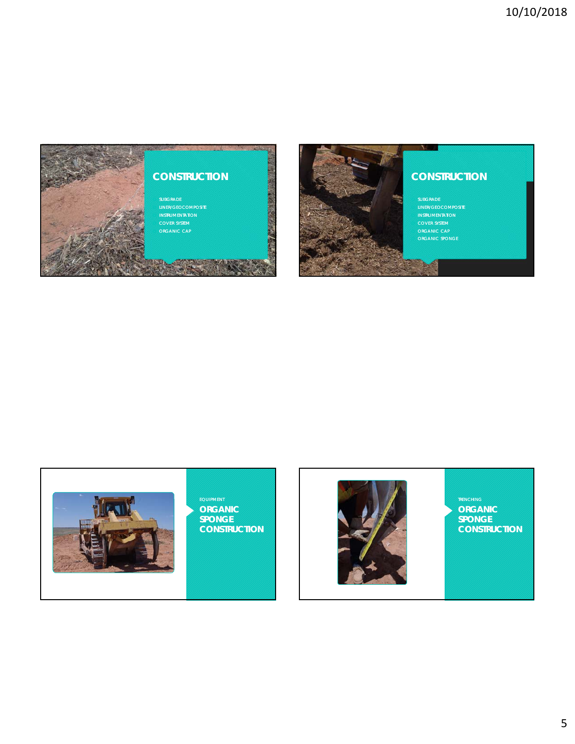## CONSTRUCTION

- SUBGRADE
- LINER/GEOCOMPOSITE
- INSTRUMENTATION
- COVER SYSTEM
- ORGANIC CAP

## CONSTRUCTION

- SUBGRADE
- LINER/GEOCOMPOSITE
- INSTRUMENTATION
- COVER SYSTEM
- ORGANIC CAP
- ORGANIC SPONGE

EQUIPMENT

## ORGANIC SPONGE CONSTRUCTION

TRENCHING

## ORGANIC SPONGE CONSTRUCTION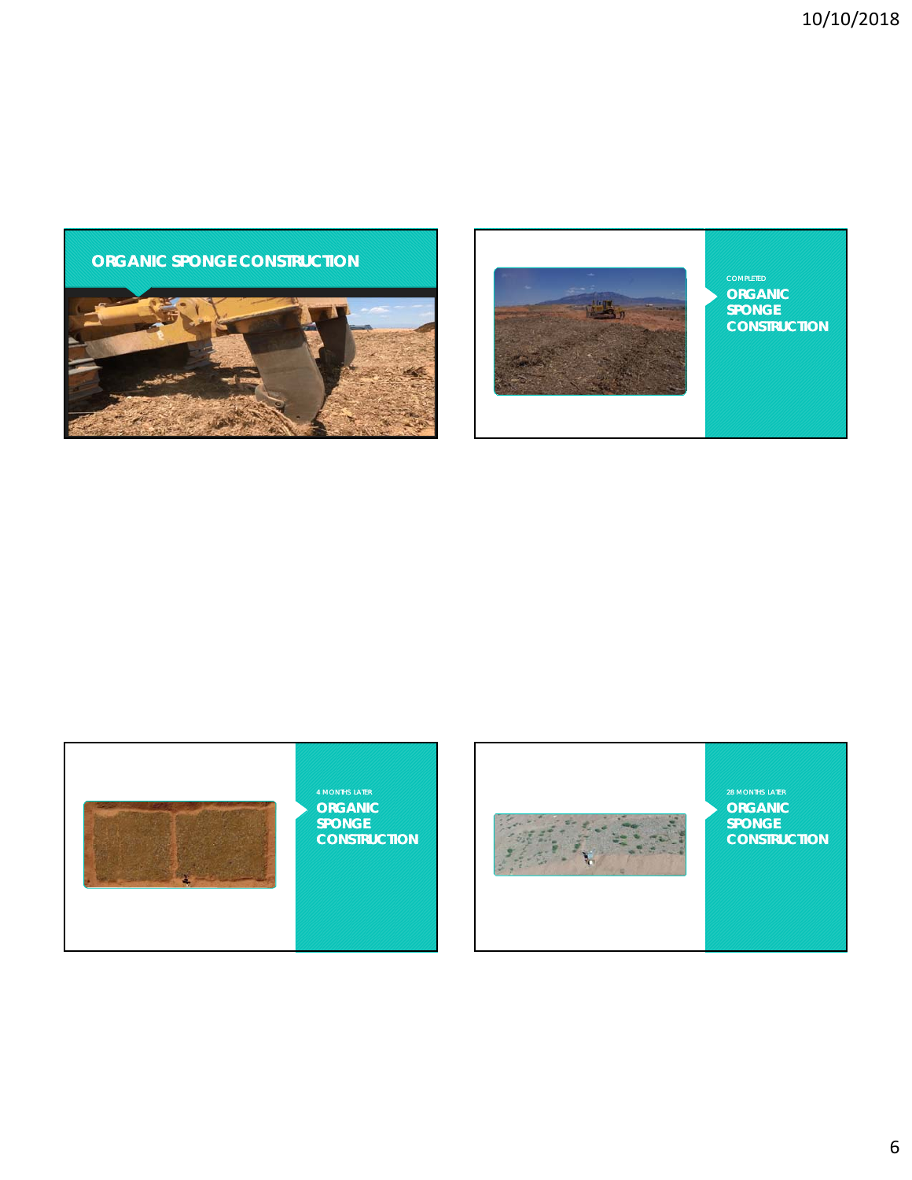## ORGANIC SPONGE CONSTRUCTION

COMPLETED

## ORGANIC SPONGE CONSTRUCTION

4 MONTHS LATER

## ORGANIC SPONGE CONSTRUCTION

28 MONTHS LATER

## ORGANIC SPONGE CONSTRUCTION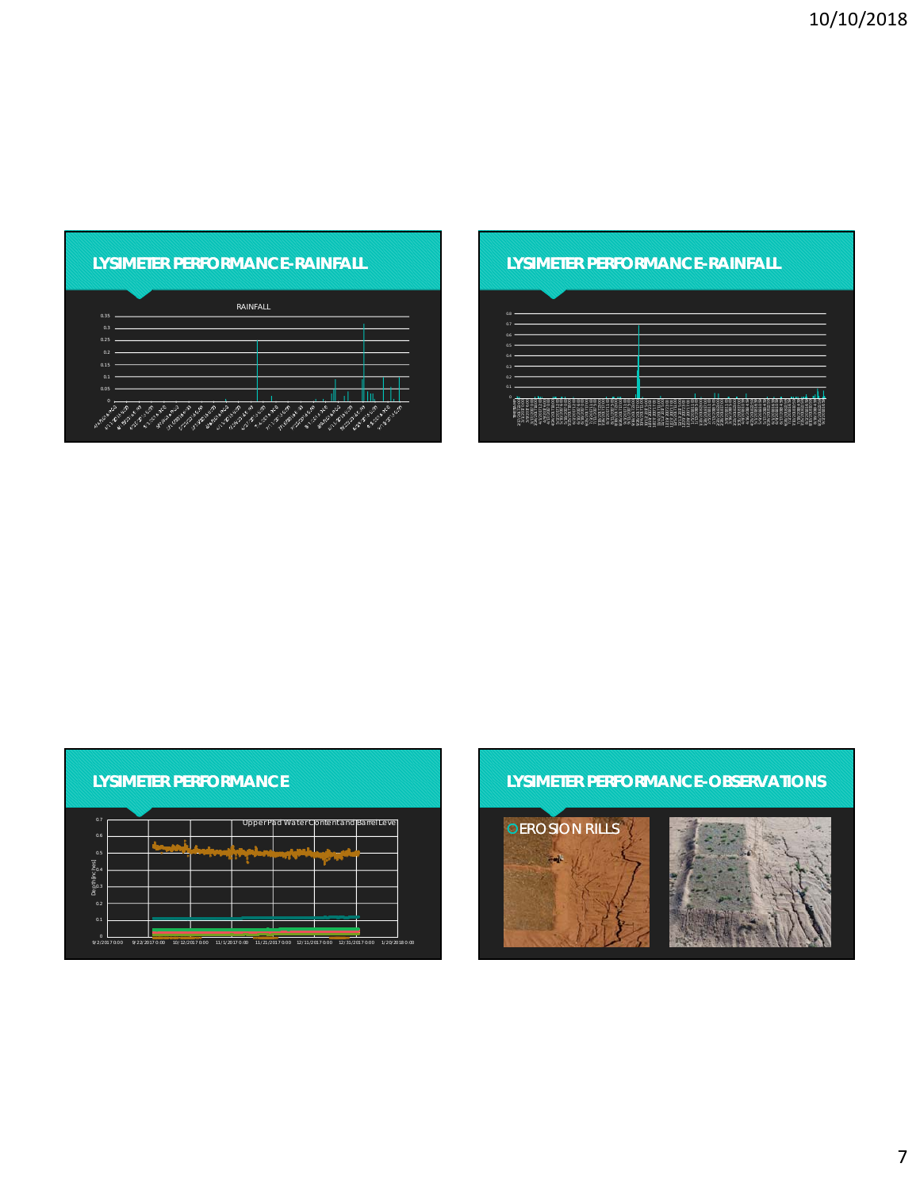## LYSIMETER PERFORMANCE-RAINFALL

RAINFALL

## LYSIMETER PERFORMANCE-RAINFALL

## LYSIMETER PERFORMANCE

Upper Pad Water Content and Barrel Level

## LYSIMETER PERFORMANCE-OBSERVATIONS

- EROSION RILLS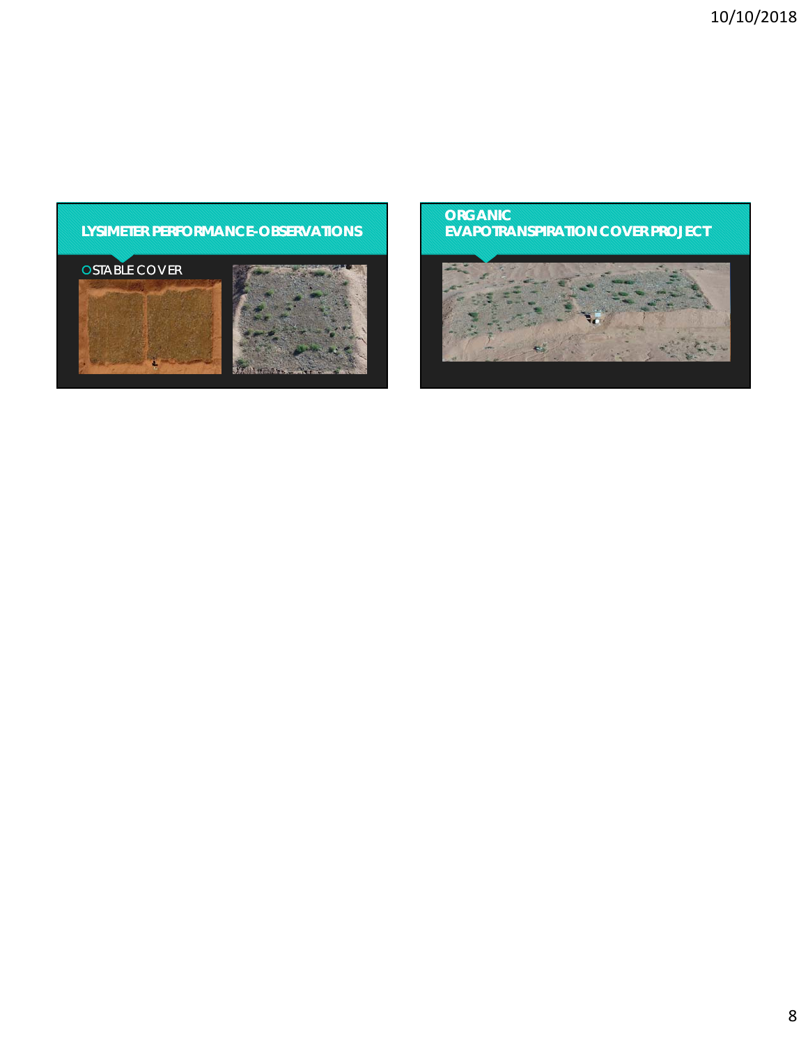## LYSIMETER PERFORMANCE-OBSERVATIONS

- STABLE COVER

## ORGANIC EVAPOTRANSPIRATION COVER PROJECT